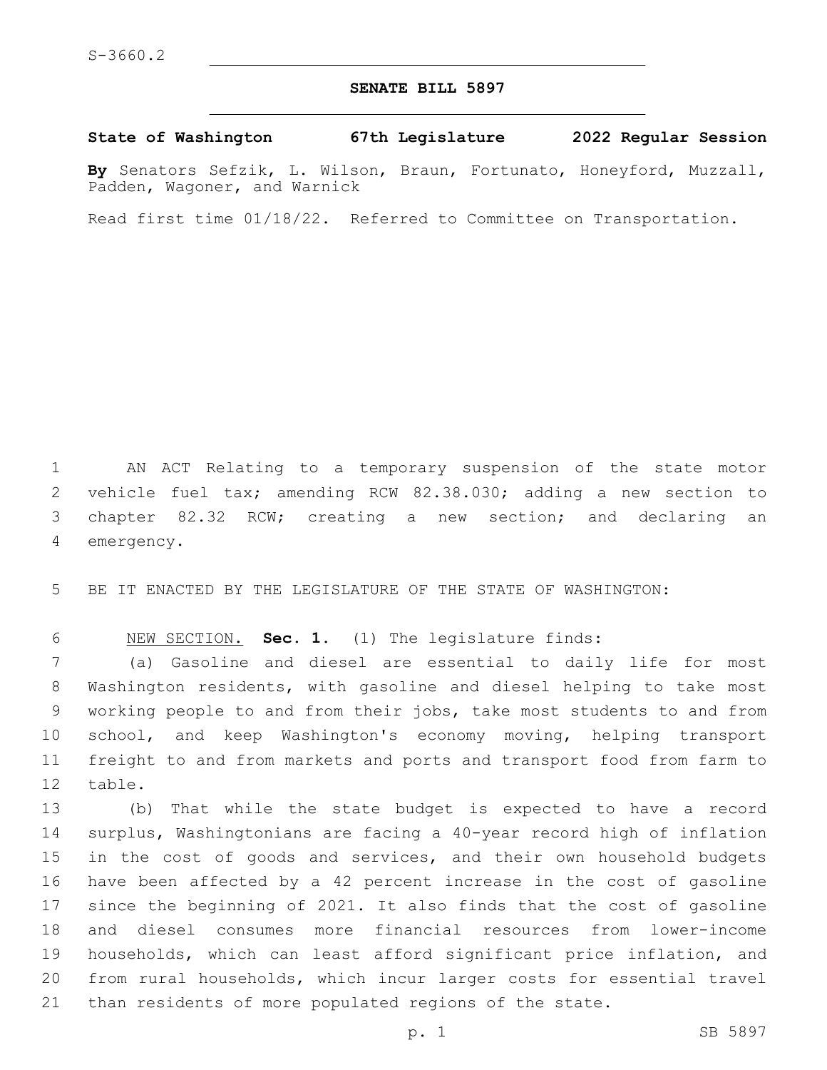S-3660.2

# SENATE BILL 5897

**State of Washington 67th Legislature 2022 Regular Session**

**By** Senators Sefzik, L. Wilson, Braun, Fortunato, Honeyford, Muzzall, Padden, Wagoner, and Warnick

Read first time 01/18/22. Referred to Committee on Transportation.

AN ACT Relating to a temporary suspension of the state motor vehicle fuel tax; amending RCW 82.38.030; adding a new section to chapter 82.32 RCW; creating a new section; and declaring an emergency.

BE IT ENACTED BY THE LEGISLATURE OF THE STATE OF WASHINGTON:

NEW SECTION. **Sec. 1.** (1) The legislature finds:

(a) Gasoline and diesel are essential to daily life for most Washington residents, with gasoline and diesel helping to take most working people to and from their jobs, take most students to and from school, and keep Washington's economy moving, helping transport freight to and from markets and ports and transport food from farm to table.

(b) That while the state budget is expected to have a record surplus, Washingtonians are facing a 40-year record high of inflation in the cost of goods and services, and their own household budgets have been affected by a 42 percent increase in the cost of gasoline since the beginning of 2021. It also finds that the cost of gasoline and diesel consumes more financial resources from lower-income households, which can least afford significant price inflation, and from rural households, which incur larger costs for essential travel than residents of more populated regions of the state.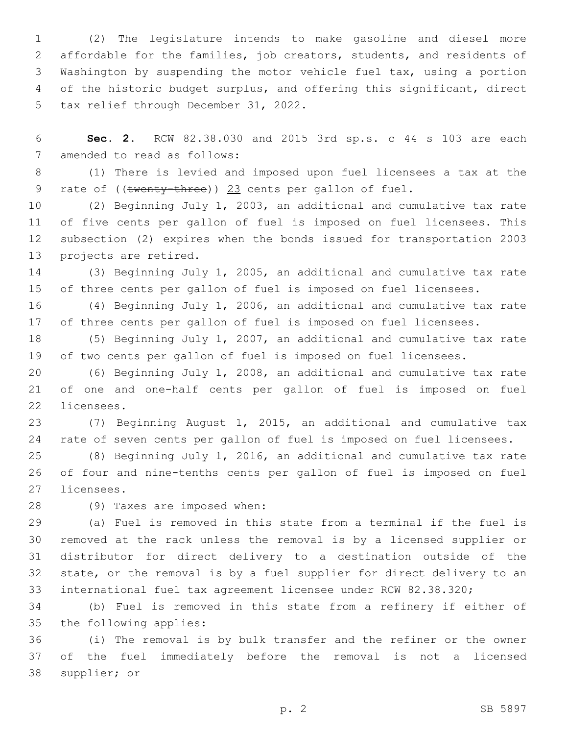(2) The legislature intends to make gasoline and diesel more affordable for the families, job creators, students, and residents of Washington by suspending the motor vehicle fuel tax, using a portion of the historic budget surplus, and offering this significant, direct tax relief through December 31, 2022.

**Sec. 2.** RCW 82.38.030 and 2015 3rd sp.s. c 44 s 103 are each amended to read as follows:

(1) There is levied and imposed upon fuel licensees a tax at the rate of ((~~twenty-three~~)) <u>23</u> cents per gallon of fuel.

(2) Beginning July 1, 2003, an additional and cumulative tax rate of five cents per gallon of fuel is imposed on fuel licensees. This subsection (2) expires when the bonds issued for transportation 2003 projects are retired.

(3) Beginning July 1, 2005, an additional and cumulative tax rate of three cents per gallon of fuel is imposed on fuel licensees.

(4) Beginning July 1, 2006, an additional and cumulative tax rate of three cents per gallon of fuel is imposed on fuel licensees.

(5) Beginning July 1, 2007, an additional and cumulative tax rate of two cents per gallon of fuel is imposed on fuel licensees.

(6) Beginning July 1, 2008, an additional and cumulative tax rate of one and one-half cents per gallon of fuel is imposed on fuel licensees.

(7) Beginning August 1, 2015, an additional and cumulative tax rate of seven cents per gallon of fuel is imposed on fuel licensees.

(8) Beginning July 1, 2016, an additional and cumulative tax rate of four and nine-tenths cents per gallon of fuel is imposed on fuel licensees.

(9) Taxes are imposed when:

(a) Fuel is removed in this state from a terminal if the fuel is removed at the rack unless the removal is by a licensed supplier or distributor for direct delivery to a destination outside of the state, or the removal is by a fuel supplier for direct delivery to an international fuel tax agreement licensee under RCW 82.38.320;

(b) Fuel is removed in this state from a refinery if either of the following applies:

(i) The removal is by bulk transfer and the refiner or the owner of the fuel immediately before the removal is not a licensed supplier; or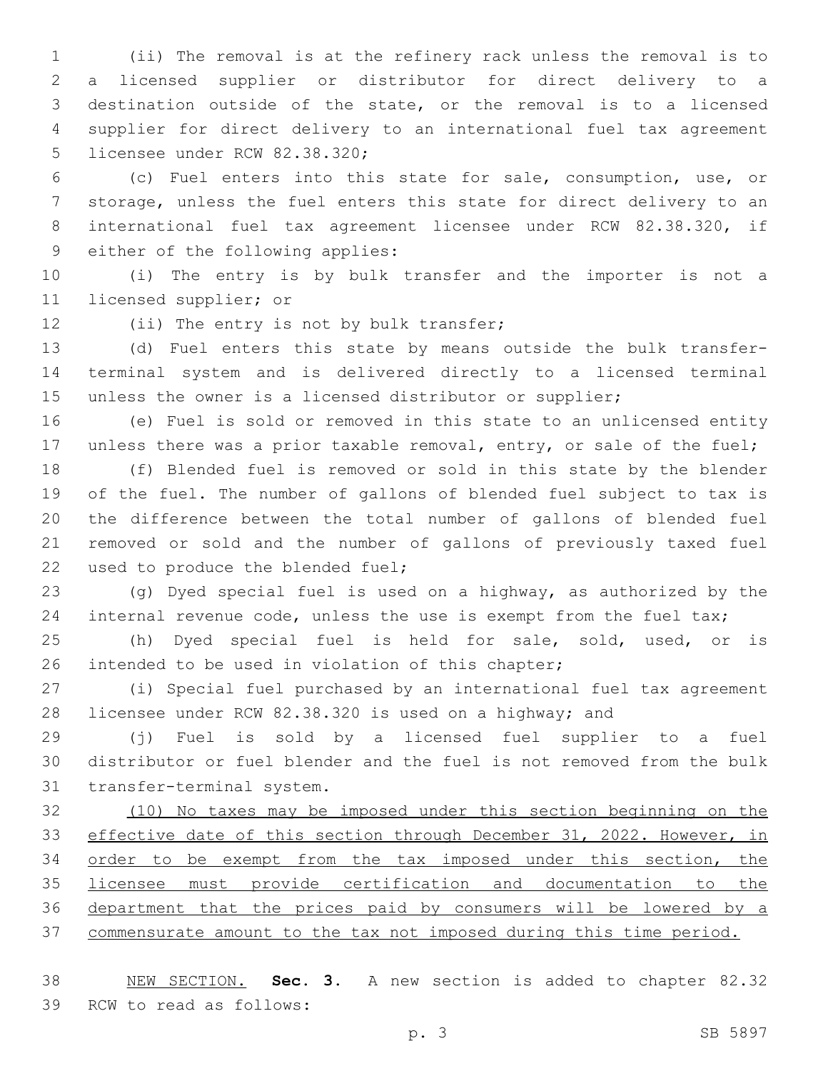(ii) The removal is at the refinery rack unless the removal is to a licensed supplier or distributor for direct delivery to a destination outside of the state, or the removal is to a licensed supplier for direct delivery to an international fuel tax agreement licensee under RCW 82.38.320;

(c) Fuel enters into this state for sale, consumption, use, or storage, unless the fuel enters this state for direct delivery to an international fuel tax agreement licensee under RCW 82.38.320, if either of the following applies:

(i) The entry is by bulk transfer and the importer is not a licensed supplier; or

(ii) The entry is not by bulk transfer;

(d) Fuel enters this state by means outside the bulk transfer-terminal system and is delivered directly to a licensed terminal unless the owner is a licensed distributor or supplier;

(e) Fuel is sold or removed in this state to an unlicensed entity unless there was a prior taxable removal, entry, or sale of the fuel;

(f) Blended fuel is removed or sold in this state by the blender of the fuel. The number of gallons of blended fuel subject to tax is the difference between the total number of gallons of blended fuel removed or sold and the number of gallons of previously taxed fuel used to produce the blended fuel;

(g) Dyed special fuel is used on a highway, as authorized by the internal revenue code, unless the use is exempt from the fuel tax;

(h) Dyed special fuel is held for sale, sold, used, or is intended to be used in violation of this chapter;

(i) Special fuel purchased by an international fuel tax agreement licensee under RCW 82.38.320 is used on a highway; and

(j) Fuel is sold by a licensed fuel supplier to a fuel distributor or fuel blender and the fuel is not removed from the bulk transfer-terminal system.

<u>(10) No taxes may be imposed under this section beginning on the effective date of this section through December 31, 2022. However, in order to be exempt from the tax imposed under this section, the licensee must provide certification and documentation to the department that the prices paid by consumers will be lowered by a commensurate amount to the tax not imposed during this time period.</u>

<u>NEW SECTION.</u> **Sec. 3.** A new section is added to chapter 82.32 RCW to read as follows: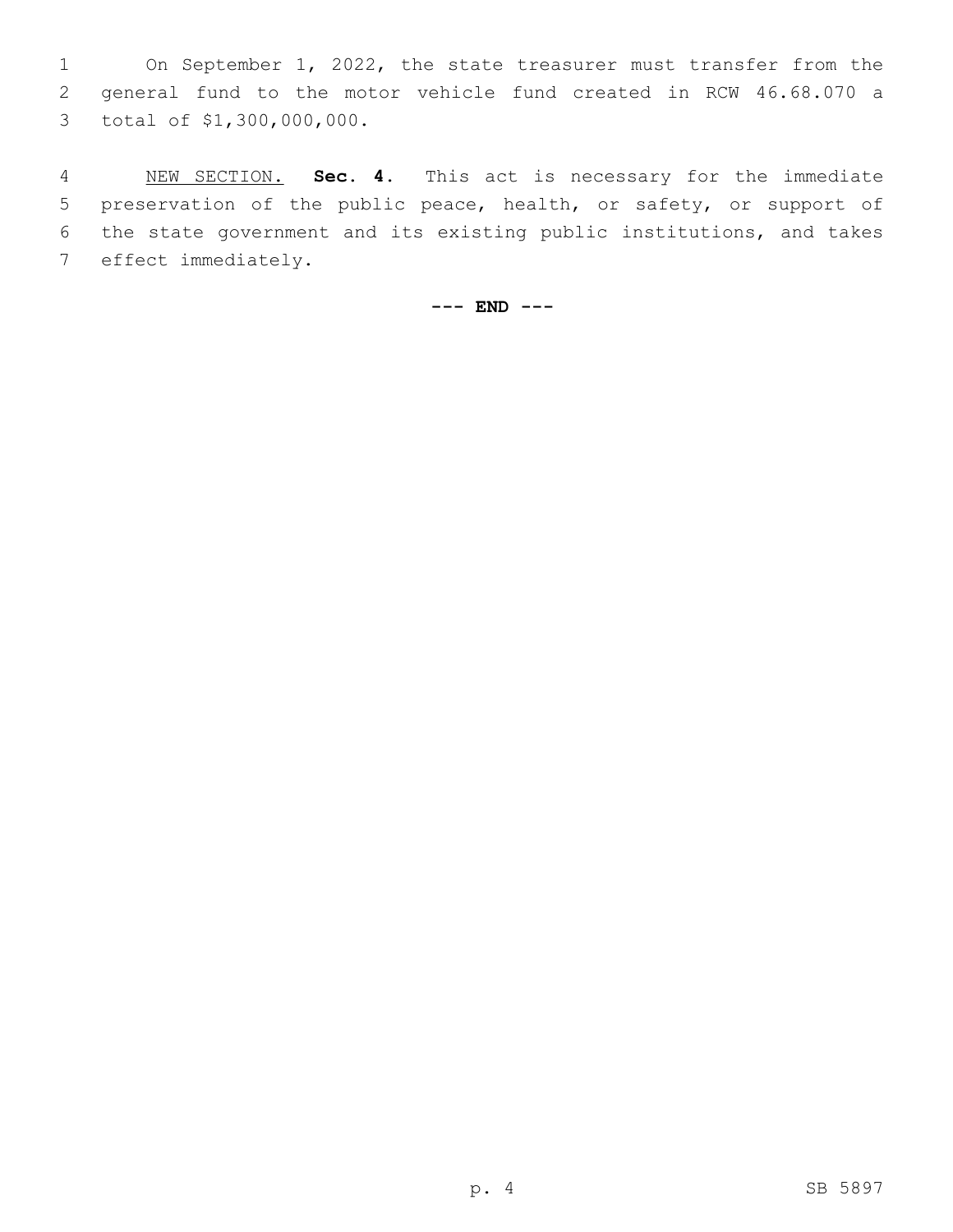On September 1, 2022, the state treasurer must transfer from the general fund to the motor vehicle fund created in RCW 46.68.070 a total of $1,300,000,000.

NEW SECTION. **Sec. 4.** This act is necessary for the immediate preservation of the public peace, health, or safety, or support of the state government and its existing public institutions, and takes effect immediately.

**--- END ---**